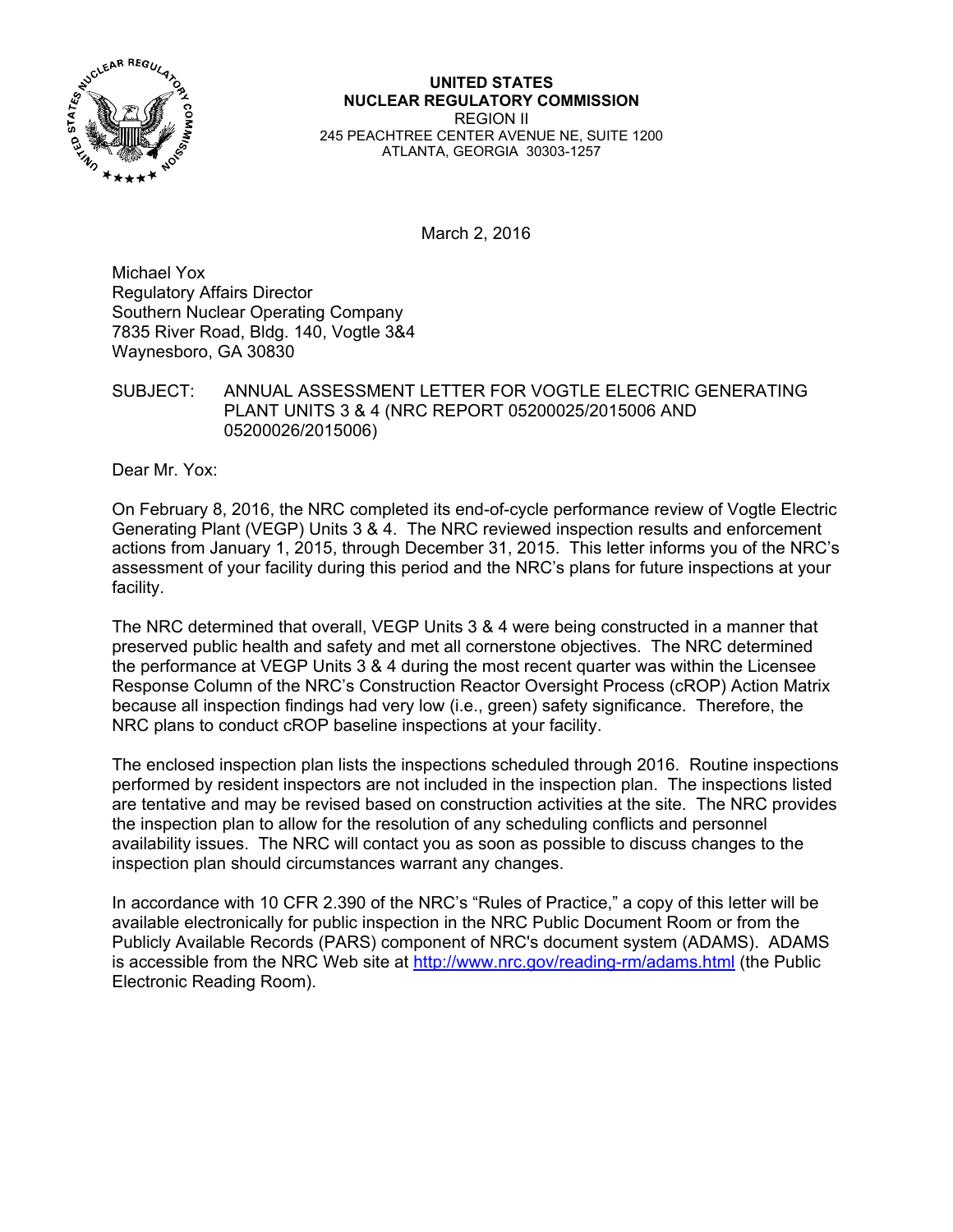**UNITED STATES**
**NUCLEAR REGULATORY COMMISSION**
REGION II
245 PEACHTREE CENTER AVENUE NE, SUITE 1200
ATLANTA, GEORGIA 30303-1257

March 2, 2016

Michael Yox
Regulatory Affairs Director
Southern Nuclear Operating Company
7835 River Road, Bldg. 140, Vogtle 3&4
Waynesboro, GA 30830

SUBJECT: ANNUAL ASSESSMENT LETTER FOR VOGTLE ELECTRIC GENERATING PLANT UNITS 3 & 4 (NRC REPORT 05200025/2015006 AND 05200026/2015006)

Dear Mr. Yox:

On February 8, 2016, the NRC completed its end-of-cycle performance review of Vogtle Electric Generating Plant (VEGP) Units 3 & 4. The NRC reviewed inspection results and enforcement actions from January 1, 2015, through December 31, 2015. This letter informs you of the NRC's assessment of your facility during this period and the NRC's plans for future inspections at your facility.

The NRC determined that overall, VEGP Units 3 & 4 were being constructed in a manner that preserved public health and safety and met all cornerstone objectives. The NRC determined the performance at VEGP Units 3 & 4 during the most recent quarter was within the Licensee Response Column of the NRC's Construction Reactor Oversight Process (cROP) Action Matrix because all inspection findings had very low (i.e., green) safety significance. Therefore, the NRC plans to conduct cROP baseline inspections at your facility.

The enclosed inspection plan lists the inspections scheduled through 2016. Routine inspections performed by resident inspectors are not included in the inspection plan. The inspections listed are tentative and may be revised based on construction activities at the site. The NRC provides the inspection plan to allow for the resolution of any scheduling conflicts and personnel availability issues. The NRC will contact you as soon as possible to discuss changes to the inspection plan should circumstances warrant any changes.

In accordance with 10 CFR 2.390 of the NRC's "Rules of Practice," a copy of this letter will be available electronically for public inspection in the NRC Public Document Room or from the Publicly Available Records (PARS) component of NRC's document system (ADAMS). ADAMS is accessible from the NRC Web site at http://www.nrc.gov/reading-rm/adams.html (the Public Electronic Reading Room).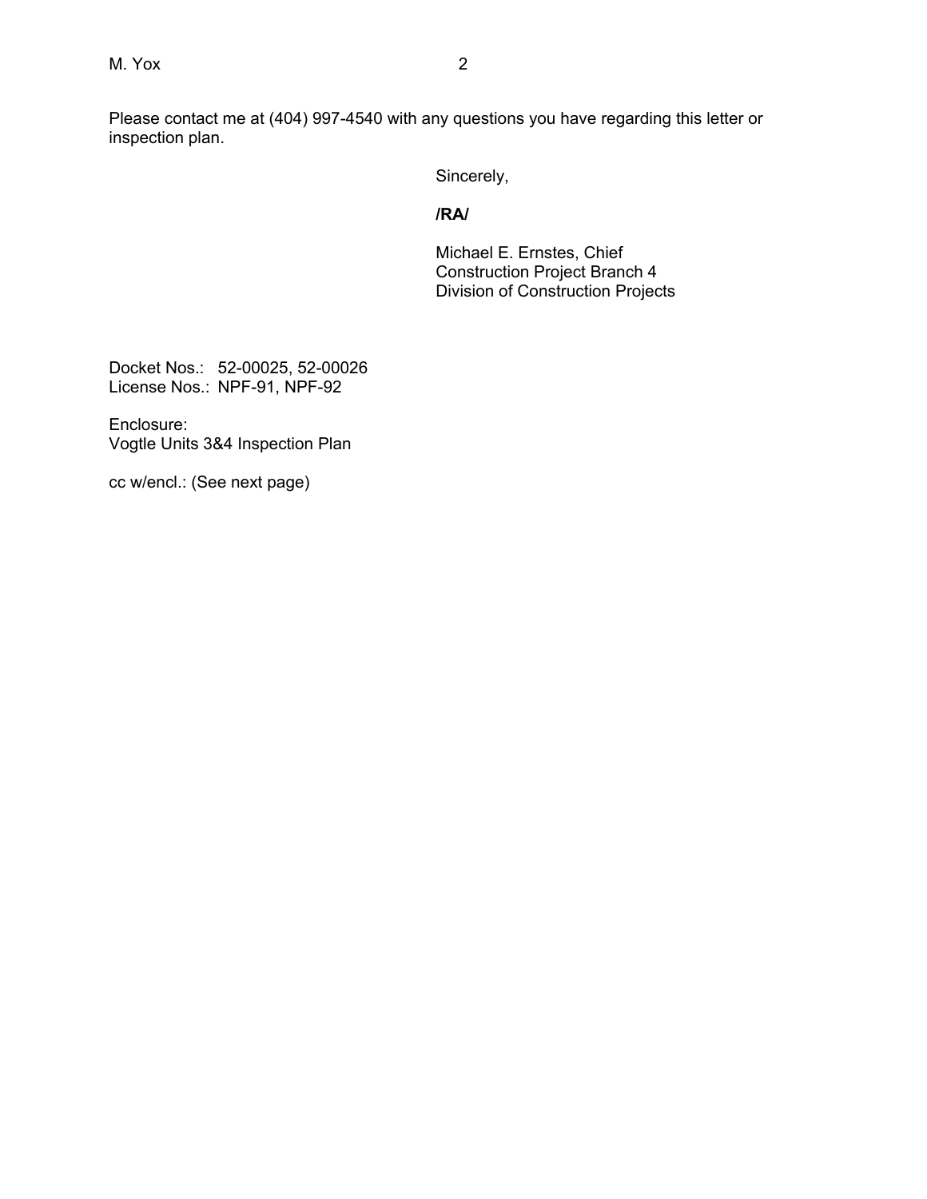Please contact me at (404) 997-4540 with any questions you have regarding this letter or inspection plan.

Sincerely,

**/RA/**

Michael E. Ernstes, Chief
Construction Project Branch 4
Division of Construction Projects

Docket Nos.: 52-00025, 52-00026
License Nos.: NPF-91, NPF-92

Enclosure:
Vogtle Units 3&4 Inspection Plan

cc w/encl.: (See next page)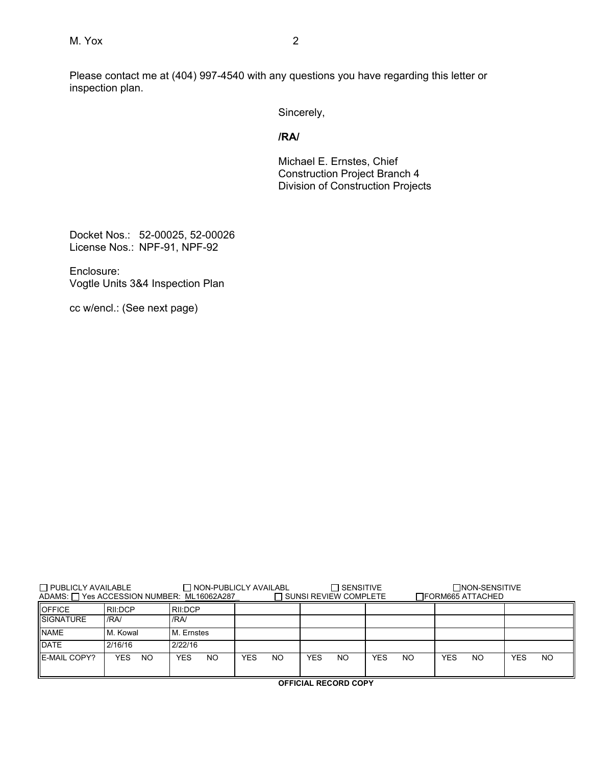Please contact me at (404) 997-4540 with any questions you have regarding this letter or inspection plan.

Sincerely,

**/RA/**

Michael E. Ernstes, Chief
Construction Project Branch 4
Division of Construction Projects

Docket Nos.: 52-00025, 52-00026
License Nos.: NPF-91, NPF-92

Enclosure:
Vogtle Units 3&4 Inspection Plan

cc w/encl.: (See next page)

☐ PUBLICLY AVAILABLE ☐ NON-PUBLICLY AVAILABL ☐ SENSITIVE ☐NON-SENSITIVE
ADAMS: ☐ Yes ACCESSION NUMBER: ML16062A287_ ☐ SUNSI REVIEW COMPLETE ☐FORM665 ATTACHED

| OFFICE | RII:DCP | RII:DCP | | | | | |
|---|---|---|---|---|---|---|---|
| SIGNATURE | /RA/ | /RA/ | | | | | |
| NAME | M. Kowal | M. Ernstes | | | | | |
| DATE | 2/16/16 | 2/22/16 | | | | | |
| E-MAIL COPY? | YES NO | YES NO | YES NO | YES NO | YES NO | YES NO | YES NO |

**OFFICIAL RECORD COPY**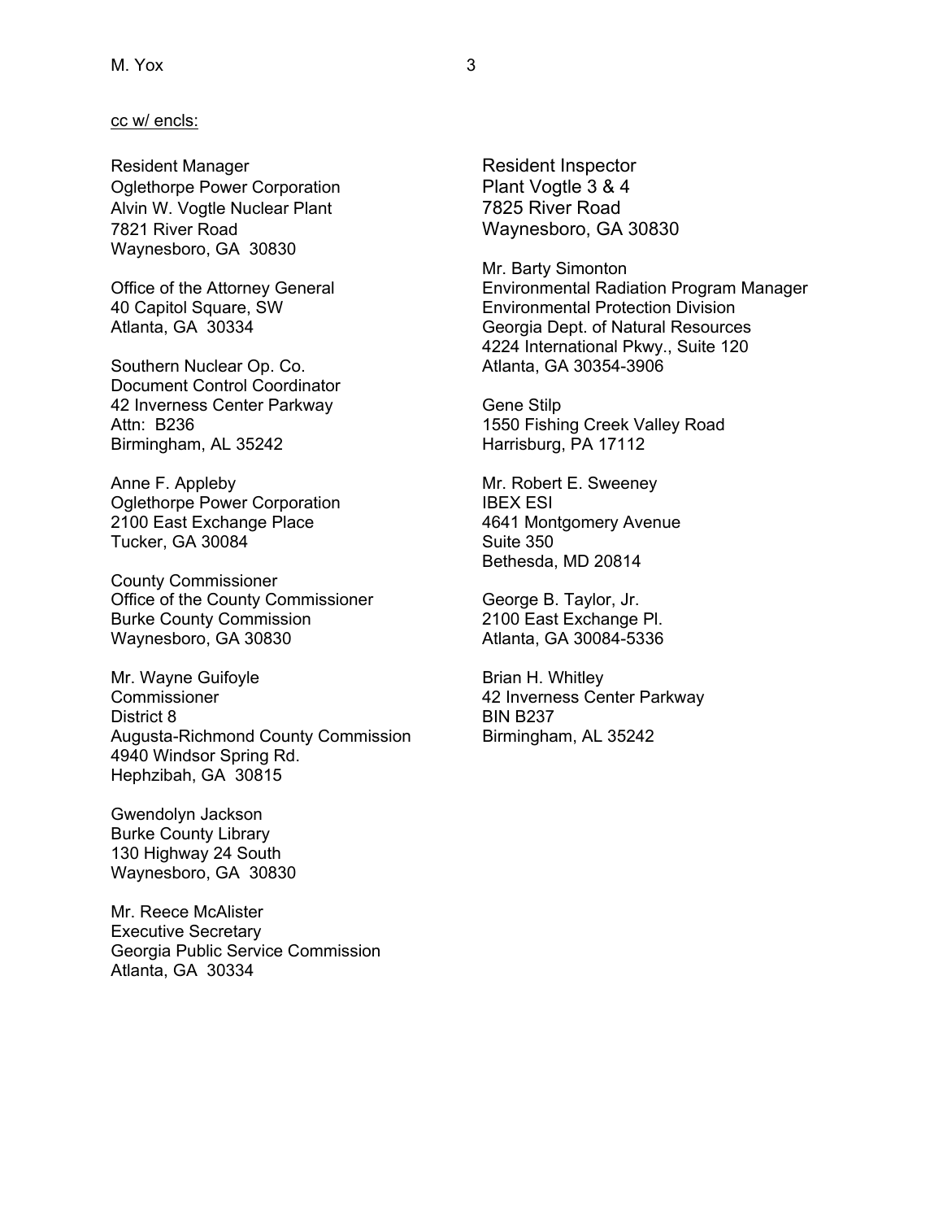cc w/ encls:

Resident Manager
Oglethorpe Power Corporation
Alvin W. Vogtle Nuclear Plant
7821 River Road
Waynesboro, GA 30830

Office of the Attorney General
40 Capitol Square, SW
Atlanta, GA 30334

Southern Nuclear Op. Co.
Document Control Coordinator
42 Inverness Center Parkway
Attn: B236
Birmingham, AL 35242

Anne F. Appleby
Oglethorpe Power Corporation
2100 East Exchange Place
Tucker, GA 30084

County Commissioner
Office of the County Commissioner
Burke County Commission
Waynesboro, GA 30830

Mr. Wayne Guifoyle
Commissioner
District 8
Augusta-Richmond County Commission
4940 Windsor Spring Rd.
Hephzibah, GA 30815

Gwendolyn Jackson
Burke County Library
130 Highway 24 South
Waynesboro, GA 30830

Mr. Reece McAlister
Executive Secretary
Georgia Public Service Commission
Atlanta, GA 30334

Resident Inspector
Plant Vogtle 3 & 4
7825 River Road
Waynesboro, GA 30830

Mr. Barty Simonton
Environmental Radiation Program Manager
Environmental Protection Division
Georgia Dept. of Natural Resources
4224 International Pkwy., Suite 120
Atlanta, GA 30354-3906

Gene Stilp
1550 Fishing Creek Valley Road
Harrisburg, PA 17112

Mr. Robert E. Sweeney
IBEX ESI
4641 Montgomery Avenue
Suite 350
Bethesda, MD 20814

George B. Taylor, Jr.
2100 East Exchange Pl.
Atlanta, GA 30084-5336

Brian H. Whitley
42 Inverness Center Parkway
BIN B237
Birmingham, AL 35242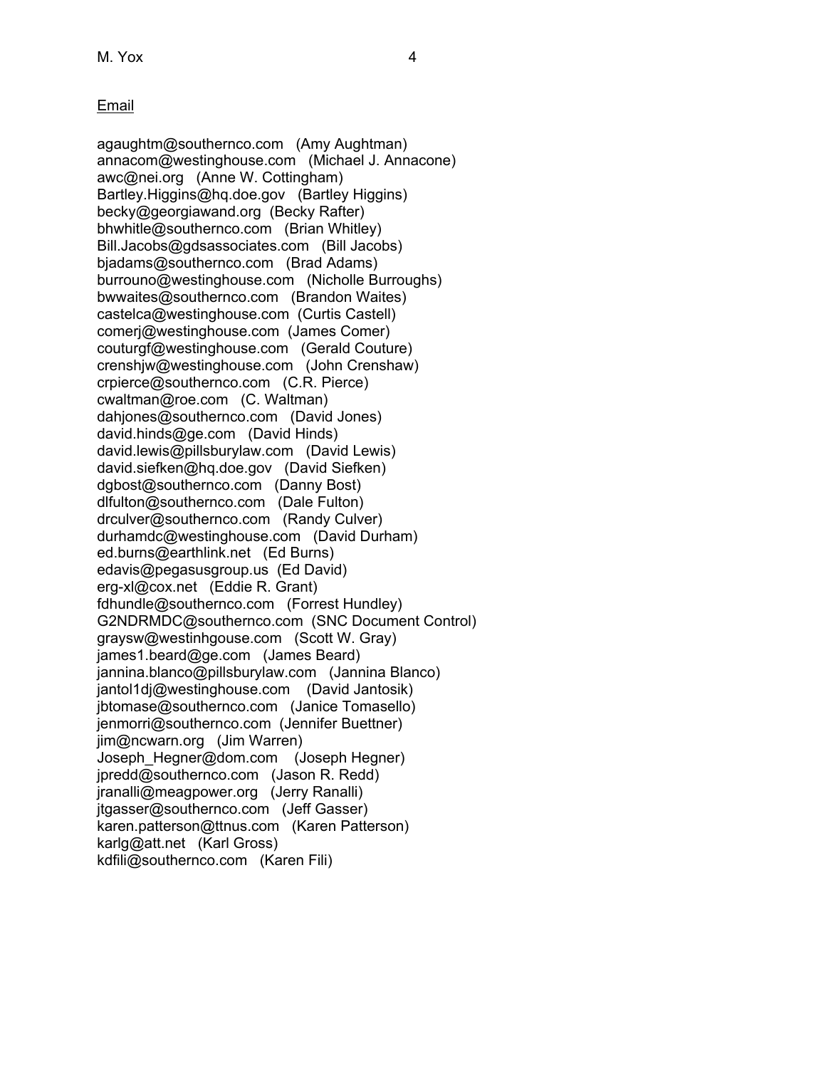Email

agaughtm@southernco.com (Amy Aughtman)
annacom@westinghouse.com (Michael J. Annacone)
awc@nei.org (Anne W. Cottingham)
Bartley.Higgins@hq.doe.gov (Bartley Higgins)
becky@georgiawand.org (Becky Rafter)
bhwhitle@southernco.com (Brian Whitley)
Bill.Jacobs@gdsassociates.com (Bill Jacobs)
bjadams@southernco.com (Brad Adams)
burrouno@westinghouse.com (Nicholle Burroughs)
bwwaites@southernco.com (Brandon Waites)
castelca@westinghouse.com (Curtis Castell)
comerj@westinghouse.com (James Comer)
couturgf@westinghouse.com (Gerald Couture)
crenshjw@westinghouse.com (John Crenshaw)
crpierce@southernco.com (C.R. Pierce)
cwaltman@roe.com (C. Waltman)
dahjones@southernco.com (David Jones)
david.hinds@ge.com (David Hinds)
david.lewis@pillsburylaw.com (David Lewis)
david.siefken@hq.doe.gov (David Siefken)
dgbost@southernco.com (Danny Bost)
dlfulton@southernco.com (Dale Fulton)
drculver@southernco.com (Randy Culver)
durhamdc@westinghouse.com (David Durham)
ed.burns@earthlink.net (Ed Burns)
edavis@pegasusgroup.us (Ed David)
erg-xl@cox.net (Eddie R. Grant)
fdhundle@southernco.com (Forrest Hundley)
G2NDRMDC@southernco.com (SNC Document Control)
graysw@westinhgouse.com (Scott W. Gray)
james1.beard@ge.com (James Beard)
jannina.blanco@pillsburylaw.com (Jannina Blanco)
jantol1dj@westinghouse.com (David Jantosik)
jbtomase@southernco.com (Janice Tomasello)
jenmorri@southernco.com (Jennifer Buettner)
jim@ncwarn.org (Jim Warren)
Joseph_Hegner@dom.com (Joseph Hegner)
jpredd@southernco.com (Jason R. Redd)
jranalli@meagpower.org (Jerry Ranalli)
jtgasser@southernco.com (Jeff Gasser)
karen.patterson@ttnus.com (Karen Patterson)
karlg@att.net (Karl Gross)
kdfili@southernco.com (Karen Fili)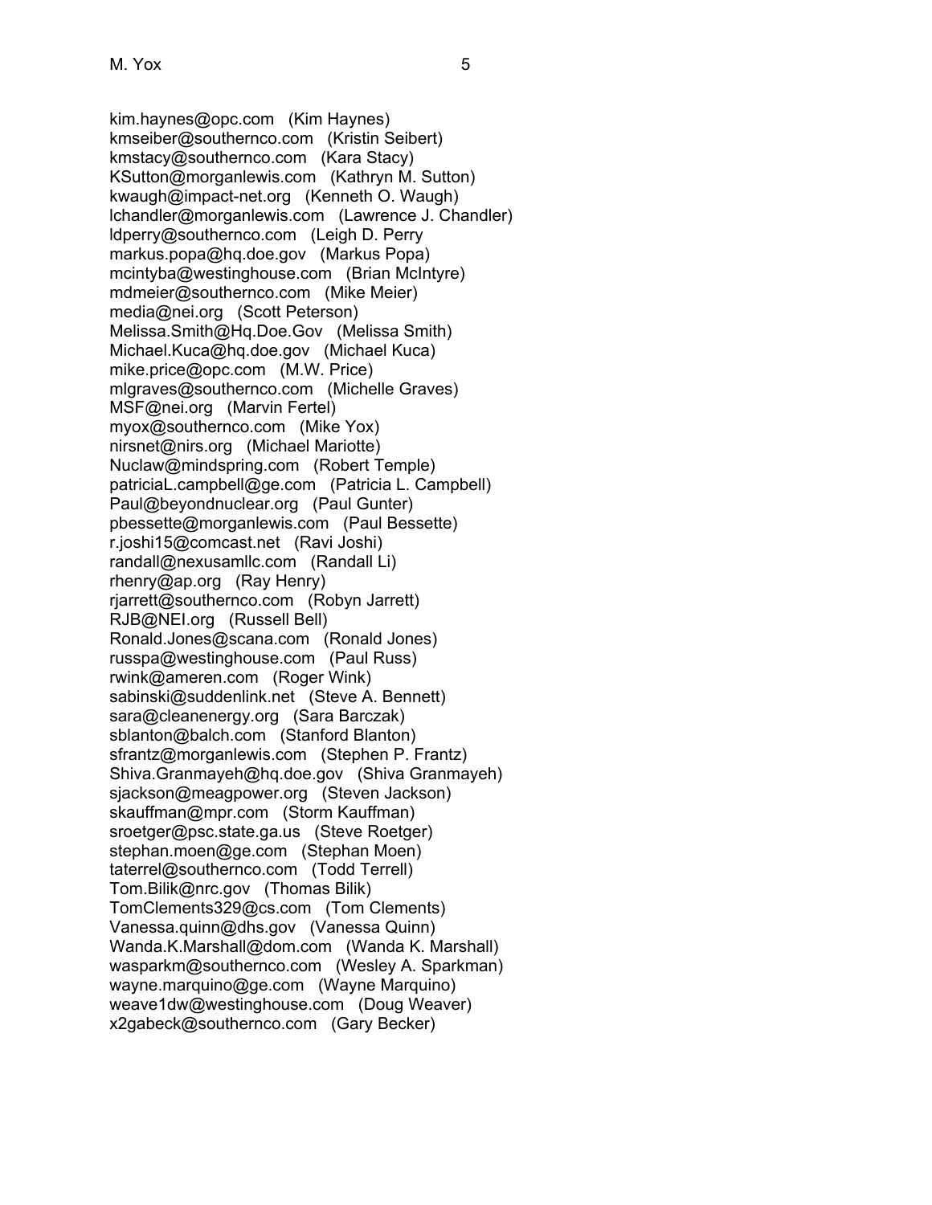kim.haynes@opc.com (Kim Haynes)
kmseiber@southernco.com (Kristin Seibert)
kmstacy@southernco.com (Kara Stacy)
KSutton@morganlewis.com (Kathryn M. Sutton)
kwaugh@impact-net.org (Kenneth O. Waugh)
lchandler@morganlewis.com (Lawrence J. Chandler)
ldperry@southernco.com (Leigh D. Perry
markus.popa@hq.doe.gov (Markus Popa)
mcintyba@westinghouse.com (Brian McIntyre)
mdmeier@southernco.com (Mike Meier)
media@nei.org (Scott Peterson)
Melissa.Smith@Hq.Doe.Gov (Melissa Smith)
Michael.Kuca@hq.doe.gov (Michael Kuca)
mike.price@opc.com (M.W. Price)
mlgraves@southernco.com (Michelle Graves)
MSF@nei.org (Marvin Fertel)
myox@southernco.com (Mike Yox)
nirsnet@nirs.org (Michael Mariotte)
Nuclaw@mindspring.com (Robert Temple)
patriciaL.campbell@ge.com (Patricia L. Campbell)
Paul@beyondnuclear.org (Paul Gunter)
pbessette@morganlewis.com (Paul Bessette)
r.joshi15@comcast.net (Ravi Joshi)
randall@nexusamllc.com (Randall Li)
rhenry@ap.org (Ray Henry)
rjarrett@southernco.com (Robyn Jarrett)
RJB@NEI.org (Russell Bell)
Ronald.Jones@scana.com (Ronald Jones)
russpa@westinghouse.com (Paul Russ)
rwink@ameren.com (Roger Wink)
sabinski@suddenlink.net (Steve A. Bennett)
sara@cleanenergy.org (Sara Barczak)
sblanton@balch.com (Stanford Blanton)
sfrantz@morganlewis.com (Stephen P. Frantz)
Shiva.Granmayeh@hq.doe.gov (Shiva Granmayeh)
sjackson@meagpower.org (Steven Jackson)
skauffman@mpr.com (Storm Kauffman)
sroetger@psc.state.ga.us (Steve Roetger)
stephan.moen@ge.com (Stephan Moen)
taterrel@southernco.com (Todd Terrell)
Tom.Bilik@nrc.gov (Thomas Bilik)
TomClements329@cs.com (Tom Clements)
Vanessa.quinn@dhs.gov (Vanessa Quinn)
Wanda.K.Marshall@dom.com (Wanda K. Marshall)
wasparkm@southernco.com (Wesley A. Sparkman)
wayne.marquino@ge.com (Wayne Marquino)
weave1dw@westinghouse.com (Doug Weaver)
x2gabeck@southernco.com (Gary Becker)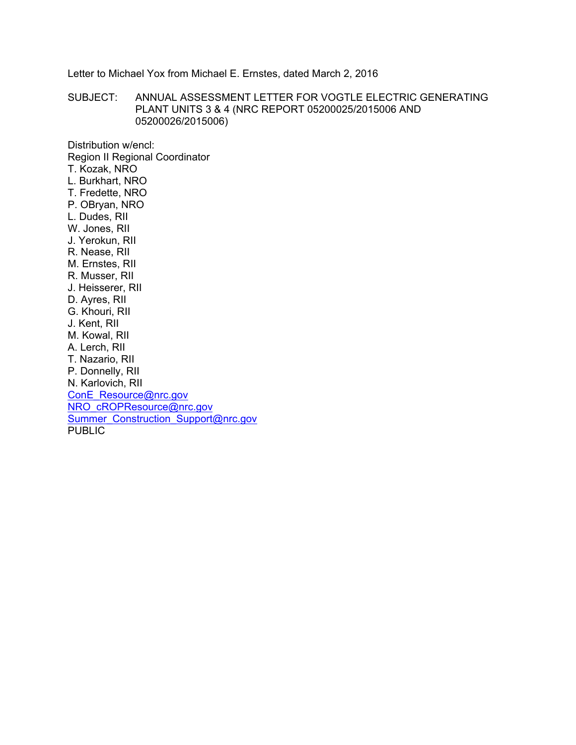Letter to Michael Yox from Michael E. Ernstes, dated March 2, 2016

SUBJECT: ANNUAL ASSESSMENT LETTER FOR VOGTLE ELECTRIC GENERATING PLANT UNITS 3 & 4 (NRC REPORT 05200025/2015006 AND 05200026/2015006)

Distribution w/encl:
Region II Regional Coordinator
T. Kozak, NRO
L. Burkhart, NRO
T. Fredette, NRO
P. OBryan, NRO
L. Dudes, RII
W. Jones, RII
J. Yerokun, RII
R. Nease, RII
M. Ernstes, RII
R. Musser, RII
J. Heisserer, RII
D. Ayres, RII
G. Khouri, RII
J. Kent, RII
M. Kowal, RII
A. Lerch, RII
T. Nazario, RII
P. Donnelly, RII
N. Karlovich, RII
ConE_Resource@nrc.gov
NRO_cROPResource@nrc.gov
Summer_Construction_Support@nrc.gov
PUBLIC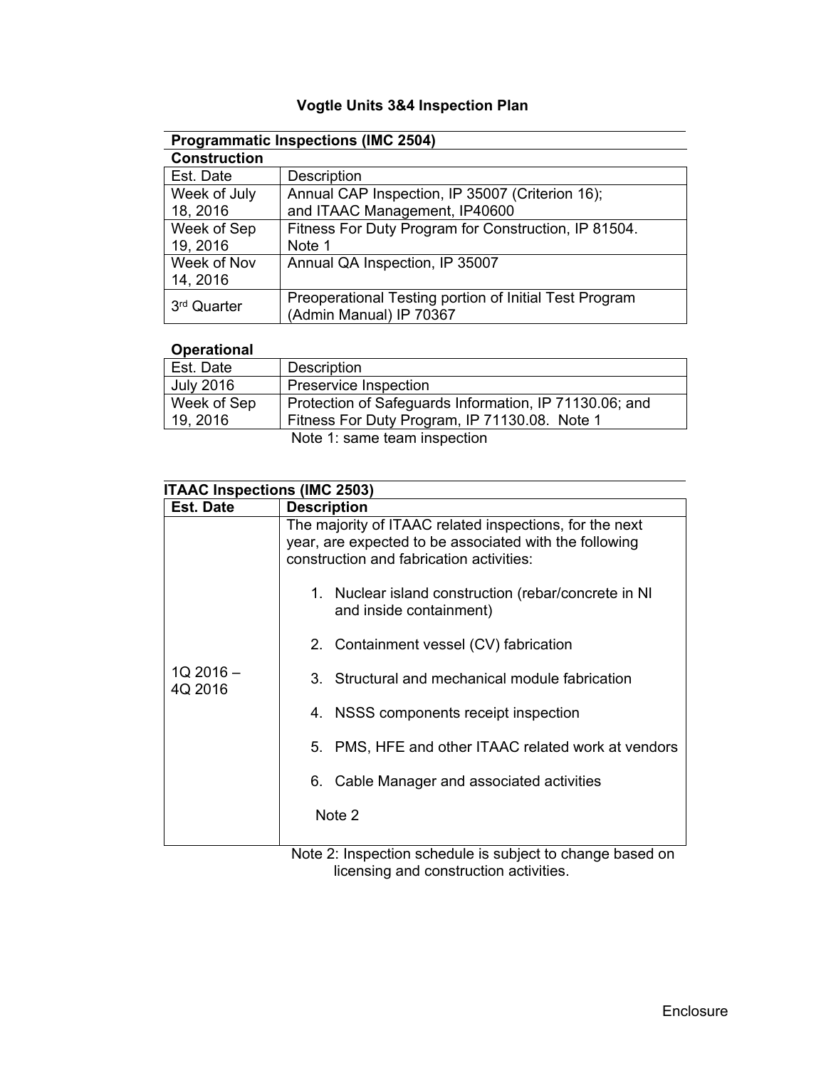# Vogtle Units 3&4 Inspection Plan

**Programmatic Inspections (IMC 2504)**

**Construction**

| Est. Date | Description |
|---|---|
| Week of July 18, 2016 | Annual CAP Inspection, IP 35007 (Criterion 16); and ITAAC Management, IP40600 |
| Week of Sep 19, 2016 | Fitness For Duty Program for Construction, IP 81504. Note 1 |
| Week of Nov 14, 2016 | Annual QA Inspection, IP 35007 |
| 3rd Quarter | Preoperational Testing portion of Initial Test Program (Admin Manual) IP 70367 |

**Operational**

| Est. Date | Description |
|---|---|
| July 2016 | Preservice Inspection |
| Week of Sep 19, 2016 | Protection of Safeguards Information, IP 71130.06; and Fitness For Duty Program, IP 71130.08. Note 1 |

Note 1: same team inspection

**ITAAC Inspections (IMC 2503)**

| **Est. Date** | **Description** |
|---|---|
| 1Q 2016 – 4Q 2016 | The majority of ITAAC related inspections, for the next year, are expected to be associated with the following construction and fabrication activities:<br><br>1. Nuclear island construction (rebar/concrete in NI and inside containment)<br>2. Containment vessel (CV) fabrication<br>3. Structural and mechanical module fabrication<br>4. NSSS components receipt inspection<br>5. PMS, HFE and other ITAAC related work at vendors<br>6. Cable Manager and associated activities<br><br>Note 2 |

Note 2: Inspection schedule is subject to change based on licensing and construction activities.

Enclosure